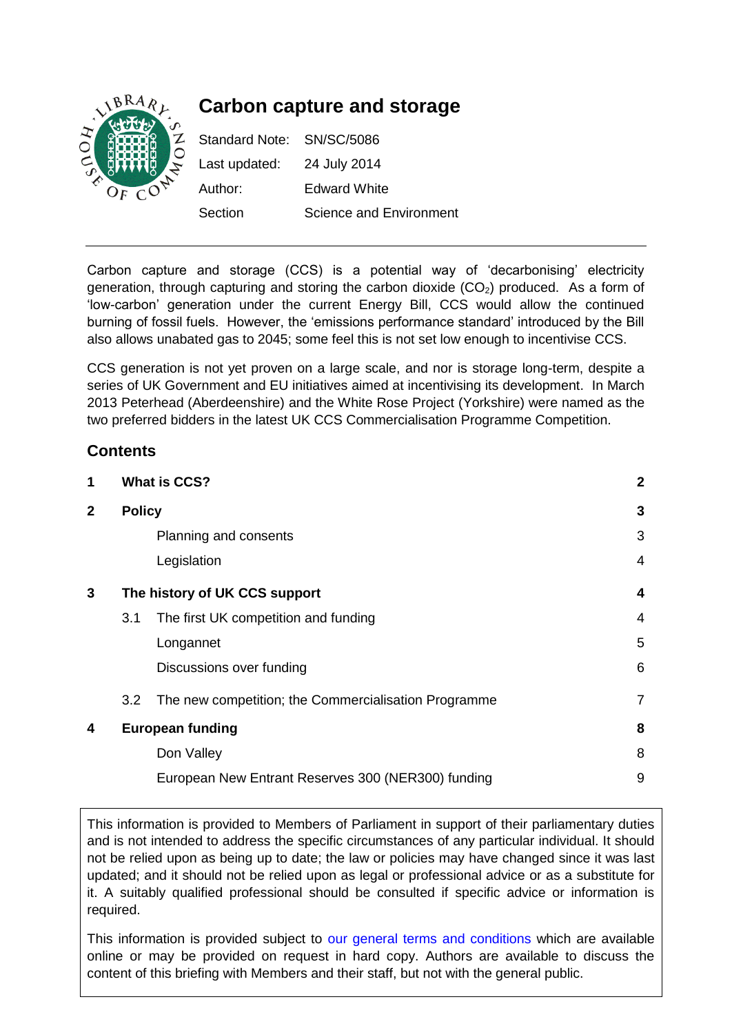# Carbon capture and storage

| | |
|---|---|
| Standard Note: | SN/SC/5086 |
| Last updated: | 24 July 2014 |
| Author: | Edward White |
| Section | Science and Environment |

Carbon capture and storage (CCS) is a potential way of 'decarbonising' electricity generation, through capturing and storing the carbon dioxide ($CO_2$) produced. As a form of 'low-carbon' generation under the current Energy Bill, CCS would allow the continued burning of fossil fuels. However, the 'emissions performance standard' introduced by the Bill also allows unabated gas to 2045; some feel this is not set low enough to incentivise CCS.

CCS generation is not yet proven on a large scale, and nor is storage long-term, despite a series of UK Government and EU initiatives aimed at incentivising its development. In March 2013 Peterhead (Aberdeenshire) and the White Rose Project (Yorkshire) were named as the two preferred bidders in the latest UK CCS Commercialisation Programme Competition.

## Contents

| | | |
|---|---|---|
| **1** | **What is CCS?** | **2** |
| **2** | **Policy** | **3** |
| | Planning and consents | 3 |
| | Legislation | 4 |
| **3** | **The history of UK CCS support** | **4** |
| | 3.1 The first UK competition and funding | 4 |
| | Longannet | 5 |
| | Discussions over funding | 6 |
| | 3.2 The new competition; the Commercialisation Programme | 7 |
| **4** | **European funding** | **8** |
| | Don Valley | 8 |
| | European New Entrant Reserves 300 (NER300) funding | 9 |

This information is provided to Members of Parliament in support of their parliamentary duties and is not intended to address the specific circumstances of any particular individual. It should not be relied upon as being up to date; the law or policies may have changed since it was last updated; and it should not be relied upon as legal or professional advice or as a substitute for it. A suitably qualified professional should be consulted if specific advice or information is required.

This information is provided subject to our general terms and conditions which are available online or may be provided on request in hard copy. Authors are available to discuss the content of this briefing with Members and their staff, but not with the general public.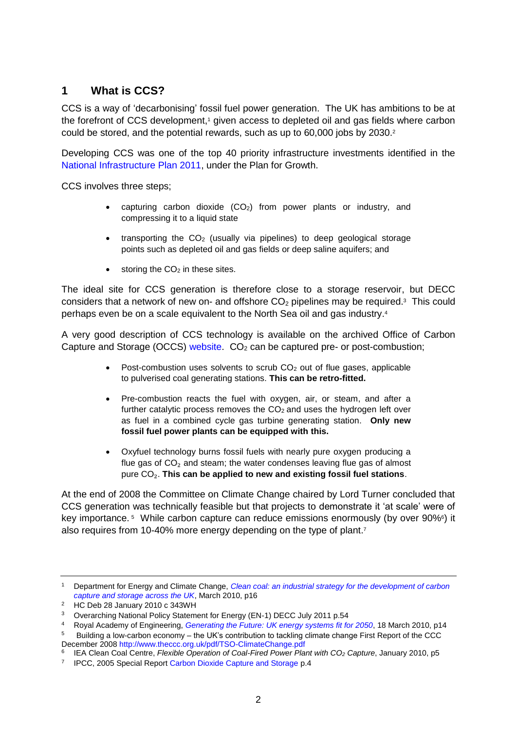## 1 What is CCS?

CCS is a way of 'decarbonising' fossil fuel power generation. The UK has ambitions to be at the forefront of CCS development,[1] given access to depleted oil and gas fields where carbon could be stored, and the potential rewards, such as up to 60,000 jobs by 2030.[2]

Developing CCS was one of the top 40 priority infrastructure investments identified in the National Infrastructure Plan 2011, under the Plan for Growth.

CCS involves three steps;

- capturing carbon dioxide ($CO_2$) from power plants or industry, and compressing it to a liquid state
- transporting the $CO_2$ (usually via pipelines) to deep geological storage points such as depleted oil and gas fields or deep saline aquifers; and
- storing the $CO_2$ in these sites.

The ideal site for CCS generation is therefore close to a storage reservoir, but DECC considers that a network of new on- and offshore $CO_2$ pipelines may be required.[3] This could perhaps even be on a scale equivalent to the North Sea oil and gas industry.[4]

A very good description of CCS technology is available on the archived Office of Carbon Capture and Storage (OCCS) website. $CO_2$ can be captured pre- or post-combustion;

- Post-combustion uses solvents to scrub $CO_2$ out of flue gases, applicable to pulverised coal generating stations. **This can be retro-fitted.**
- Pre-combustion reacts the fuel with oxygen, air, or steam, and after a further catalytic process removes the $CO_2$ and uses the hydrogen left over as fuel in a combined cycle gas turbine generating station. **Only new fossil fuel power plants can be equipped with this.**
- Oxyfuel technology burns fossil fuels with nearly pure oxygen producing a flue gas of $CO_2$ and steam; the water condenses leaving flue gas of almost pure $CO_2$. **This can be applied to new and existing fossil fuel stations**.

At the end of 2008 the Committee on Climate Change chaired by Lord Turner concluded that CCS generation was technically feasible but that projects to demonstrate it 'at scale' were of key importance.[5] While carbon capture can reduce emissions enormously (by over 90%[6]) it also requires from 10-40% more energy depending on the type of plant.[7]

---

[1] Department for Energy and Climate Change, *Clean coal: an industrial strategy for the development of carbon capture and storage across the UK*, March 2010, p16

[2] HC Deb 28 January 2010 c 343WH

[3] Overarching National Policy Statement for Energy (EN-1) DECC July 2011 p.54

[4] Royal Academy of Engineering, *Generating the Future: UK energy systems fit for 2050*, 18 March 2010, p14

[5] Building a low-carbon economy – the UK's contribution to tackling climate change First Report of the CCC December 2008 http://www.theccc.org.uk/pdf/TSO-ClimateChange.pdf

[6] IEA Clean Coal Centre, *Flexible Operation of Coal-Fired Power Plant with $CO_2$ Capture*, January 2010, p5

[7] IPCC, 2005 Special Report Carbon Dioxide Capture and Storage p.4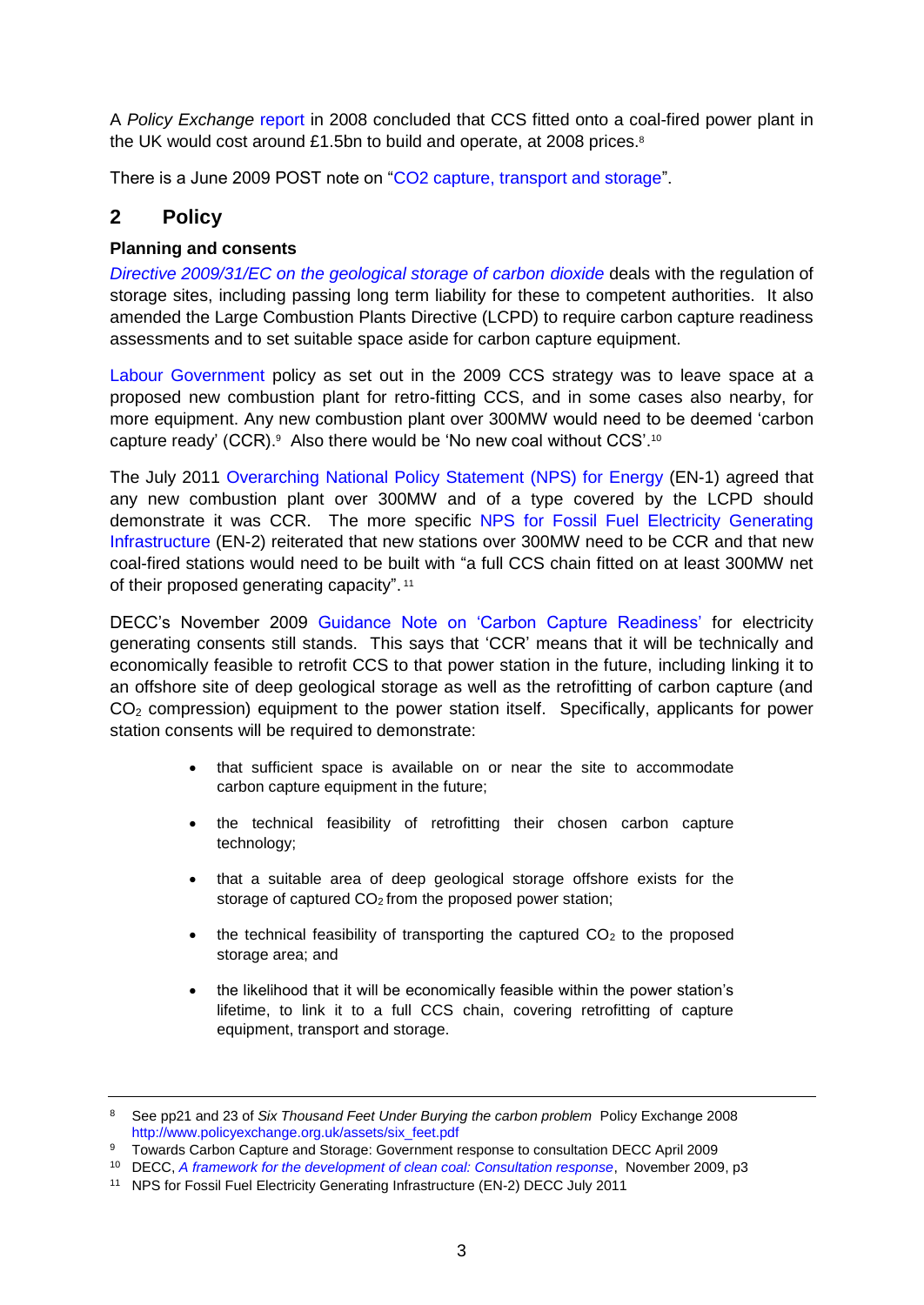A *Policy Exchange* report in 2008 concluded that CCS fitted onto a coal-fired power plant in the UK would cost around £1.5bn to build and operate, at 2008 prices.[8]

There is a June 2009 POST note on "CO2 capture, transport and storage".

## 2 Policy

### Planning and consents

*Directive 2009/31/EC on the geological storage of carbon dioxide* deals with the regulation of storage sites, including passing long term liability for these to competent authorities. It also amended the Large Combustion Plants Directive (LCPD) to require carbon capture readiness assessments and to set suitable space aside for carbon capture equipment.

Labour Government policy as set out in the 2009 CCS strategy was to leave space at a proposed new combustion plant for retro-fitting CCS, and in some cases also nearby, for more equipment. Any new combustion plant over 300MW would need to be deemed 'carbon capture ready' (CCR).[9] Also there would be 'No new coal without CCS'.[10]

The July 2011 Overarching National Policy Statement (NPS) for Energy (EN-1) agreed that any new combustion plant over 300MW and of a type covered by the LCPD should demonstrate it was CCR. The more specific NPS for Fossil Fuel Electricity Generating Infrastructure (EN-2) reiterated that new stations over 300MW need to be CCR and that new coal-fired stations would need to be built with "a full CCS chain fitted on at least 300MW net of their proposed generating capacity".[11]

DECC's November 2009 Guidance Note on 'Carbon Capture Readiness' for electricity generating consents still stands. This says that 'CCR' means that it will be technically and economically feasible to retrofit CCS to that power station in the future, including linking it to an offshore site of deep geological storage as well as the retrofitting of carbon capture (and $CO_2$ compression) equipment to the power station itself. Specifically, applicants for power station consents will be required to demonstrate:

- that sufficient space is available on or near the site to accommodate carbon capture equipment in the future;
- the technical feasibility of retrofitting their chosen carbon capture technology;
- that a suitable area of deep geological storage offshore exists for the storage of captured $CO_2$ from the proposed power station;
- the technical feasibility of transporting the captured $CO_2$ to the proposed storage area; and
- the likelihood that it will be economically feasible within the power station's lifetime, to link it to a full CCS chain, covering retrofitting of capture equipment, transport and storage.

---

[8] See pp21 and 23 of *Six Thousand Feet Under Burying the carbon problem* Policy Exchange 2008 http://www.policyexchange.org.uk/assets/six_feet.pdf

[9] Towards Carbon Capture and Storage: Government response to consultation DECC April 2009

[10] DECC, *A framework for the development of clean coal: Consultation response*, November 2009, p3

[11] NPS for Fossil Fuel Electricity Generating Infrastructure (EN-2) DECC July 2011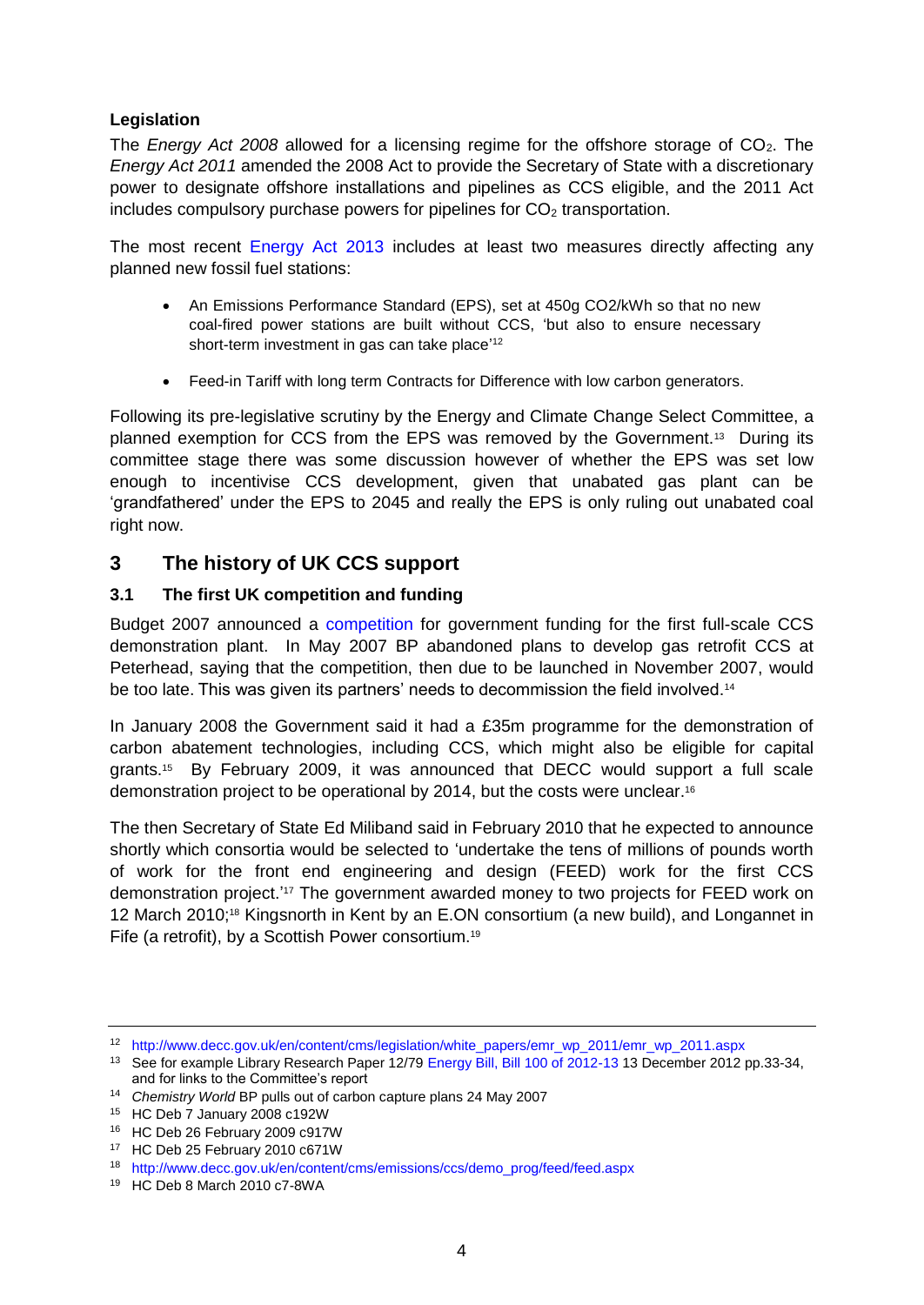**Legislation**

The *Energy Act 2008* allowed for a licensing regime for the offshore storage of $CO_2$. The *Energy Act 2011* amended the 2008 Act to provide the Secretary of State with a discretionary power to designate offshore installations and pipelines as CCS eligible, and the 2011 Act includes compulsory purchase powers for pipelines for $CO_2$ transportation.

The most recent Energy Act 2013 includes at least two measures directly affecting any planned new fossil fuel stations:

- An Emissions Performance Standard (EPS), set at 450g CO2/kWh so that no new coal-fired power stations are built without CCS, 'but also to ensure necessary short-term investment in gas can take place'[12]
- Feed-in Tariff with long term Contracts for Difference with low carbon generators.

Following its pre-legislative scrutiny by the Energy and Climate Change Select Committee, a planned exemption for CCS from the EPS was removed by the Government.[13] During its committee stage there was some discussion however of whether the EPS was set low enough to incentivise CCS development, given that unabated gas plant can be 'grandfathered' under the EPS to 2045 and really the EPS is only ruling out unabated coal right now.

## 3 The history of UK CCS support

### 3.1 The first UK competition and funding

Budget 2007 announced a competition for government funding for the first full-scale CCS demonstration plant. In May 2007 BP abandoned plans to develop gas retrofit CCS at Peterhead, saying that the competition, then due to be launched in November 2007, would be too late. This was given its partners' needs to decommission the field involved.[14]

In January 2008 the Government said it had a £35m programme for the demonstration of carbon abatement technologies, including CCS, which might also be eligible for capital grants.[15] By February 2009, it was announced that DECC would support a full scale demonstration project to be operational by 2014, but the costs were unclear.[16]

The then Secretary of State Ed Miliband said in February 2010 that he expected to announce shortly which consortia would be selected to 'undertake the tens of millions of pounds worth of work for the front end engineering and design (FEED) work for the first CCS demonstration project.'[17] The government awarded money to two projects for FEED work on 12 March 2010;[18] Kingsnorth in Kent by an E.ON consortium (a new build), and Longannet in Fife (a retrofit), by a Scottish Power consortium.[19]

---

[12] http://www.decc.gov.uk/en/content/cms/legislation/white_papers/emr_wp_2011/emr_wp_2011.aspx

[13] See for example Library Research Paper 12/79 Energy Bill, Bill 100 of 2012-13 13 December 2012 pp.33-34, and for links to the Committee's report

[14] *Chemistry World* BP pulls out of carbon capture plans 24 May 2007

[15] HC Deb 7 January 2008 c192W

[16] HC Deb 26 February 2009 c917W

[17] HC Deb 25 February 2010 c671W

[18] http://www.decc.gov.uk/en/content/cms/emissions/ccs/demo_prog/feed/feed.aspx

[19] HC Deb 8 March 2010 c7-8WA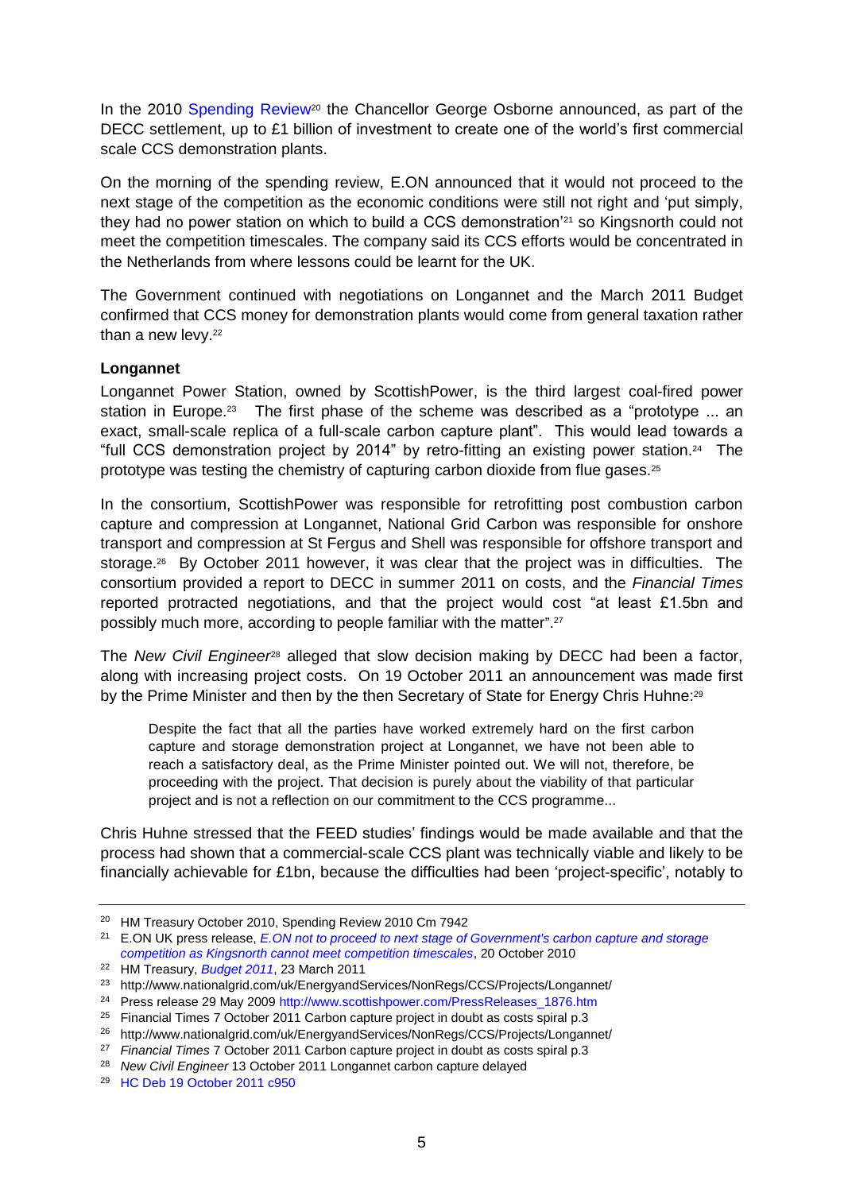In the 2010 Spending Review[20] the Chancellor George Osborne announced, as part of the DECC settlement, up to £1 billion of investment to create one of the world's first commercial scale CCS demonstration plants.

On the morning of the spending review, E.ON announced that it would not proceed to the next stage of the competition as the economic conditions were still not right and 'put simply, they had no power station on which to build a CCS demonstration'[21] so Kingsnorth could not meet the competition timescales. The company said its CCS efforts would be concentrated in the Netherlands from where lessons could be learnt for the UK.

The Government continued with negotiations on Longannet and the March 2011 Budget confirmed that CCS money for demonstration plants would come from general taxation rather than a new levy.[22]

**Longannet**

Longannet Power Station, owned by ScottishPower, is the third largest coal-fired power station in Europe.[23] The first phase of the scheme was described as a "prototype ... an exact, small-scale replica of a full-scale carbon capture plant". This would lead towards a "full CCS demonstration project by 2014" by retro-fitting an existing power station.[24] The prototype was testing the chemistry of capturing carbon dioxide from flue gases.[25]

In the consortium, ScottishPower was responsible for retrofitting post combustion carbon capture and compression at Longannet, National Grid Carbon was responsible for onshore transport and compression at St Fergus and Shell was responsible for offshore transport and storage.[26] By October 2011 however, it was clear that the project was in difficulties. The consortium provided a report to DECC in summer 2011 on costs, and the *Financial Times* reported protracted negotiations, and that the project would cost "at least £1.5bn and possibly much more, according to people familiar with the matter".[27]

The *New Civil Engineer*[28] alleged that slow decision making by DECC had been a factor, along with increasing project costs. On 19 October 2011 an announcement was made first by the Prime Minister and then by the then Secretary of State for Energy Chris Huhne:[29]

> Despite the fact that all the parties have worked extremely hard on the first carbon capture and storage demonstration project at Longannet, we have not been able to reach a satisfactory deal, as the Prime Minister pointed out. We will not, therefore, be proceeding with the project. That decision is purely about the viability of that particular project and is not a reflection on our commitment to the CCS programme...

Chris Huhne stressed that the FEED studies' findings would be made available and that the process had shown that a commercial-scale CCS plant was technically viable and likely to be financially achievable for £1bn, because the difficulties had been 'project-specific', notably to

---

[20] HM Treasury October 2010, Spending Review 2010 Cm 7942

[21] E.ON UK press release, *E.ON not to proceed to next stage of Government's carbon capture and storage competition as Kingsnorth cannot meet competition timescales*, 20 October 2010

[22] HM Treasury, *Budget 2011*, 23 March 2011

[23] http://www.nationalgrid.com/uk/EnergyandServices/NonRegs/CCS/Projects/Longannet/

[24] Press release 29 May 2009 http://www.scottishpower.com/PressReleases_1876.htm

[25] Financial Times 7 October 2011 Carbon capture project in doubt as costs spiral p.3

[26] http://www.nationalgrid.com/uk/EnergyandServices/NonRegs/CCS/Projects/Longannet/

[27] *Financial Times* 7 October 2011 Carbon capture project in doubt as costs spiral p.3

[28] *New Civil Engineer* 13 October 2011 Longannet carbon capture delayed

[29] HC Deb 19 October 2011 c950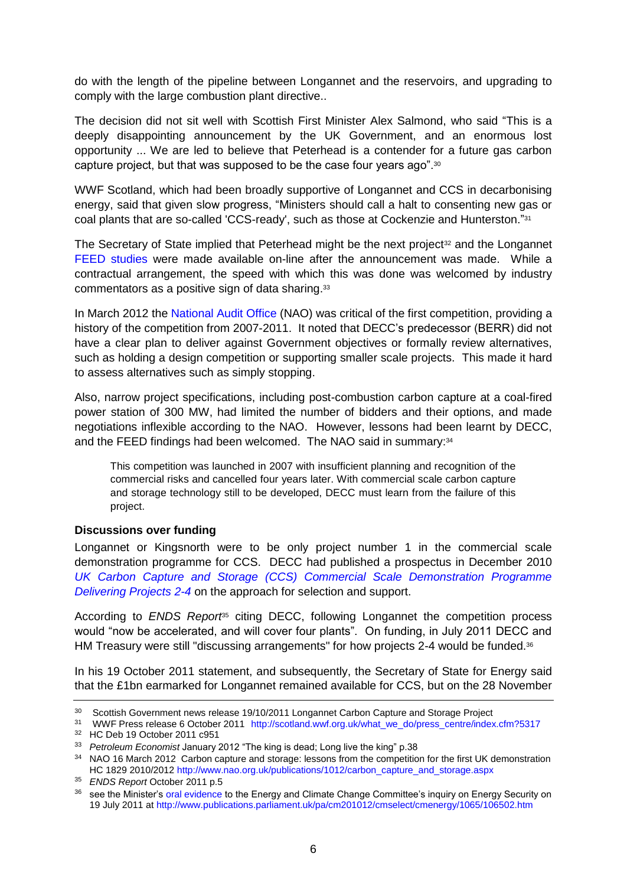do with the length of the pipeline between Longannet and the reservoirs, and upgrading to comply with the large combustion plant directive..

The decision did not sit well with Scottish First Minister Alex Salmond, who said "This is a deeply disappointing announcement by the UK Government, and an enormous lost opportunity ... We are led to believe that Peterhead is a contender for a future gas carbon capture project, but that was supposed to be the case four years ago".[30]

WWF Scotland, which had been broadly supportive of Longannet and CCS in decarbonising energy, said that given slow progress, "Ministers should call a halt to consenting new gas or coal plants that are so-called 'CCS-ready', such as those at Cockenzie and Hunterston."[31]

The Secretary of State implied that Peterhead might be the next project[32] and the Longannet FEED studies were made available on-line after the announcement was made. While a contractual arrangement, the speed with which this was done was welcomed by industry commentators as a positive sign of data sharing.[33]

In March 2012 the National Audit Office (NAO) was critical of the first competition, providing a history of the competition from 2007-2011. It noted that DECC's predecessor (BERR) did not have a clear plan to deliver against Government objectives or formally review alternatives, such as holding a design competition or supporting smaller scale projects. This made it hard to assess alternatives such as simply stopping.

Also, narrow project specifications, including post-combustion carbon capture at a coal-fired power station of 300 MW, had limited the number of bidders and their options, and made negotiations inflexible according to the NAO. However, lessons had been learnt by DECC, and the FEED findings had been welcomed. The NAO said in summary:[34]

> This competition was launched in 2007 with insufficient planning and recognition of the commercial risks and cancelled four years later. With commercial scale carbon capture and storage technology still to be developed, DECC must learn from the failure of this project.

**Discussions over funding**

Longannet or Kingsnorth were to be only project number 1 in the commercial scale demonstration programme for CCS. DECC had published a prospectus in December 2010 *UK Carbon Capture and Storage (CCS) Commercial Scale Demonstration Programme Delivering Projects 2-4* on the approach for selection and support.

According to *ENDS Report*[35] citing DECC, following Longannet the competition process would "now be accelerated, and will cover four plants". On funding, in July 2011 DECC and HM Treasury were still "discussing arrangements" for how projects 2-4 would be funded.[36]

In his 19 October 2011 statement, and subsequently, the Secretary of State for Energy said that the £1bn earmarked for Longannet remained available for CCS, but on the 28 November

---

[30] Scottish Government news release 19/10/2011 Longannet Carbon Capture and Storage Project

[31] WWF Press release 6 October 2011 http://scotland.wwf.org.uk/what_we_do/press_centre/index.cfm?5317

[32] HC Deb 19 October 2011 c951

[33] *Petroleum Economist* January 2012 "The king is dead; Long live the king" p.38

[34] NAO 16 March 2012 Carbon capture and storage: lessons from the competition for the first UK demonstration HC 1829 2010/2012 http://www.nao.org.uk/publications/1012/carbon_capture_and_storage.aspx

[35] *ENDS Report* October 2011 p.5

[36] see the Minister's oral evidence to the Energy and Climate Change Committee's inquiry on Energy Security on 19 July 2011 at http://www.publications.parliament.uk/pa/cm201012/cmselect/cmenergy/1065/106502.htm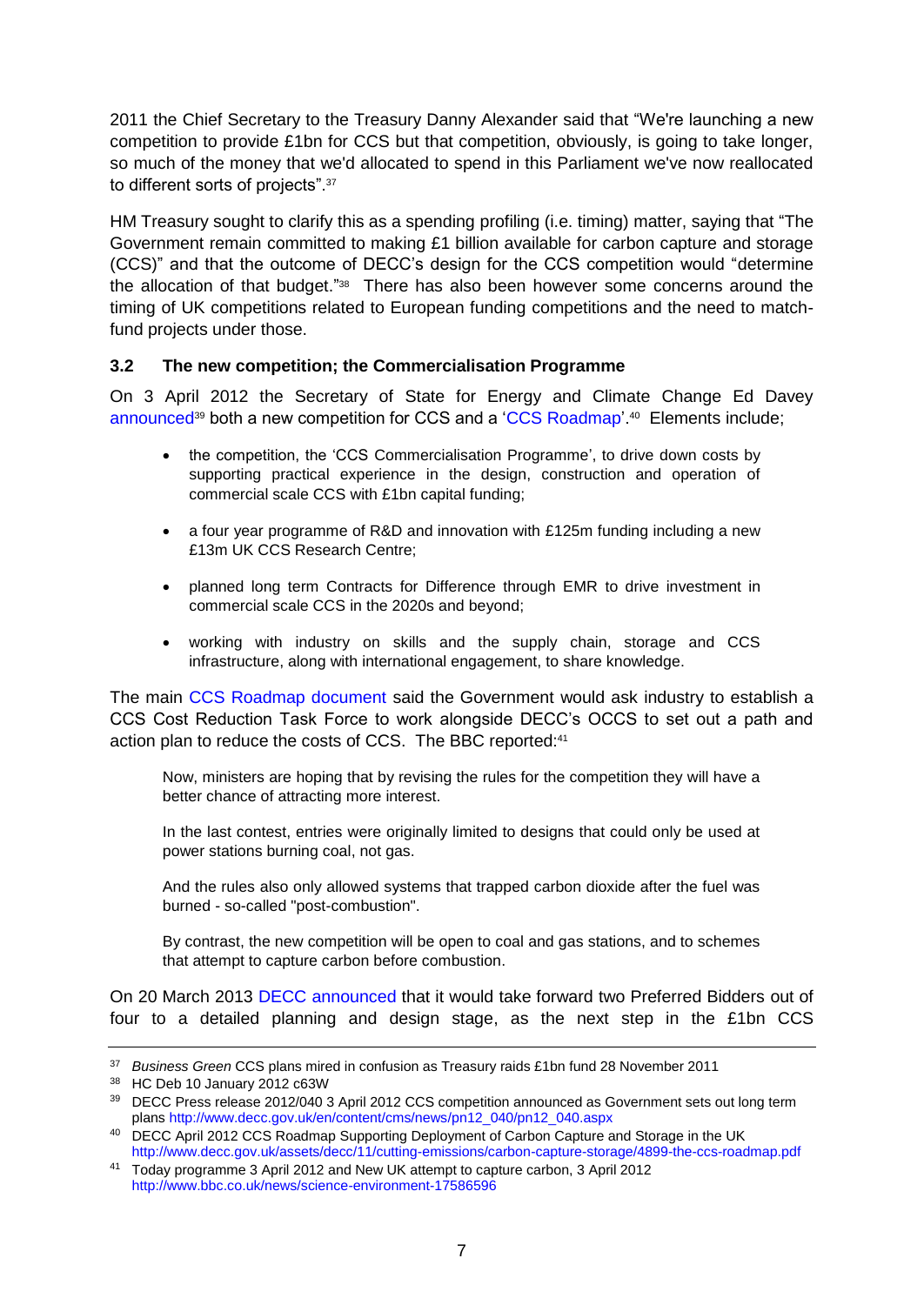2011 the Chief Secretary to the Treasury Danny Alexander said that "We're launching a new competition to provide £1bn for CCS but that competition, obviously, is going to take longer, so much of the money that we'd allocated to spend in this Parliament we've now reallocated to different sorts of projects".[37]

HM Treasury sought to clarify this as a spending profiling (i.e. timing) matter, saying that "The Government remain committed to making £1 billion available for carbon capture and storage (CCS)" and that the outcome of DECC's design for the CCS competition would "determine the allocation of that budget."[38] There has also been however some concerns around the timing of UK competitions related to European funding competitions and the need to match-fund projects under those.

### 3.2 The new competition; the Commercialisation Programme

On 3 April 2012 the Secretary of State for Energy and Climate Change Ed Davey announced[39] both a new competition for CCS and a 'CCS Roadmap'.[40] Elements include;

- the competition, the 'CCS Commercialisation Programme', to drive down costs by supporting practical experience in the design, construction and operation of commercial scale CCS with £1bn capital funding;
- a four year programme of R&D and innovation with £125m funding including a new £13m UK CCS Research Centre;
- planned long term Contracts for Difference through EMR to drive investment in commercial scale CCS in the 2020s and beyond;
- working with industry on skills and the supply chain, storage and CCS infrastructure, along with international engagement, to share knowledge.

The main CCS Roadmap document said the Government would ask industry to establish a CCS Cost Reduction Task Force to work alongside DECC's OCCS to set out a path and action plan to reduce the costs of CCS. The BBC reported:[41]

> Now, ministers are hoping that by revising the rules for the competition they will have a better chance of attracting more interest.
>
> In the last contest, entries were originally limited to designs that could only be used at power stations burning coal, not gas.
>
> And the rules also only allowed systems that trapped carbon dioxide after the fuel was burned - so-called "post-combustion".
>
> By contrast, the new competition will be open to coal and gas stations, and to schemes that attempt to capture carbon before combustion.

On 20 March 2013 DECC announced that it would take forward two Preferred Bidders out of four to a detailed planning and design stage, as the next step in the £1bn CCS

---

[37] *Business Green* CCS plans mired in confusion as Treasury raids £1bn fund 28 November 2011

[38] HC Deb 10 January 2012 c63W

[39] DECC Press release 2012/040 3 April 2012 CCS competition announced as Government sets out long term plans http://www.decc.gov.uk/en/content/cms/news/pn12_040/pn12_040.aspx

[40] DECC April 2012 CCS Roadmap Supporting Deployment of Carbon Capture and Storage in the UK http://www.decc.gov.uk/assets/decc/11/cutting-emissions/carbon-capture-storage/4899-the-ccs-roadmap.pdf

[41] Today programme 3 April 2012 and New UK attempt to capture carbon, 3 April 2012 http://www.bbc.co.uk/news/science-environment-17586596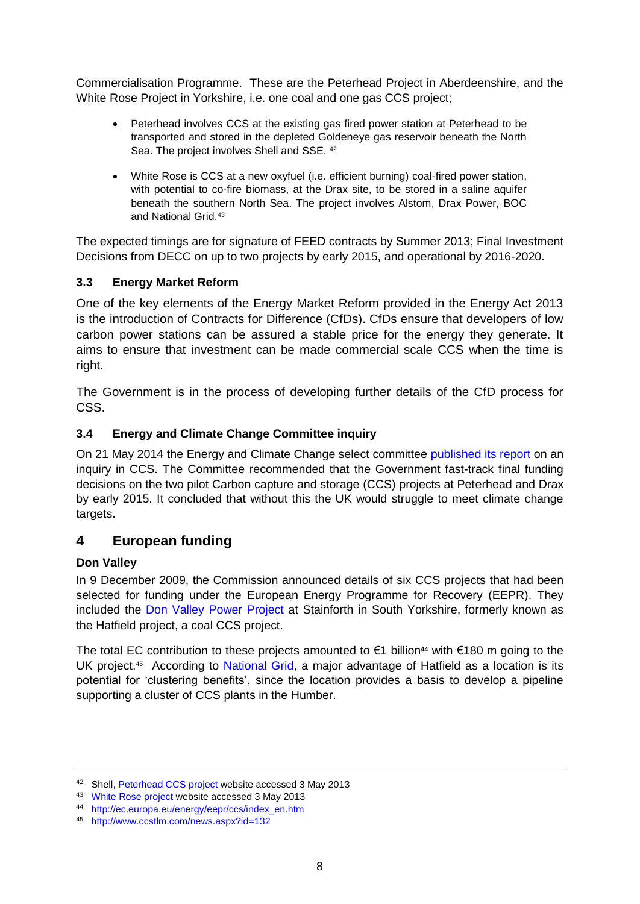Commercialisation Programme. These are the Peterhead Project in Aberdeenshire, and the White Rose Project in Yorkshire, i.e. one coal and one gas CCS project;

- Peterhead involves CCS at the existing gas fired power station at Peterhead to be transported and stored in the depleted Goldeneye gas reservoir beneath the North Sea. The project involves Shell and SSE. [42]
- White Rose is CCS at a new oxyfuel (i.e. efficient burning) coal-fired power station, with potential to co-fire biomass, at the Drax site, to be stored in a saline aquifer beneath the southern North Sea. The project involves Alstom, Drax Power, BOC and National Grid.[43]

The expected timings are for signature of FEED contracts by Summer 2013; Final Investment Decisions from DECC on up to two projects by early 2015, and operational by 2016-2020.

### 3.3 Energy Market Reform

One of the key elements of the Energy Market Reform provided in the Energy Act 2013 is the introduction of Contracts for Difference (CfDs). CfDs ensure that developers of low carbon power stations can be assured a stable price for the energy they generate. It aims to ensure that investment can be made commercial scale CCS when the time is right.

The Government is in the process of developing further details of the CfD process for CSS.

### 3.4 Energy and Climate Change Committee inquiry

On 21 May 2014 the Energy and Climate Change select committee published its report on an inquiry in CCS. The Committee recommended that the Government fast-track final funding decisions on the two pilot Carbon capture and storage (CCS) projects at Peterhead and Drax by early 2015. It concluded that without this the UK would struggle to meet climate change targets.

## 4 European funding

**Don Valley**

In 9 December 2009, the Commission announced details of six CCS projects that had been selected for funding under the European Energy Programme for Recovery (EEPR). They included the Don Valley Power Project at Stainforth in South Yorkshire, formerly known as the Hatfield project, a coal CCS project.

The total EC contribution to these projects amounted to €1 billion[44] with €180 m going to the UK project.[45] According to National Grid, a major advantage of Hatfield as a location is its potential for 'clustering benefits', since the location provides a basis to develop a pipeline supporting a cluster of CCS plants in the Humber.

---

[42] Shell, Peterhead CCS project website accessed 3 May 2013

[43] White Rose project website accessed 3 May 2013

[44] http://ec.europa.eu/energy/eepr/ccs/index_en.htm

[45] http://www.ccstlm.com/news.aspx?id=132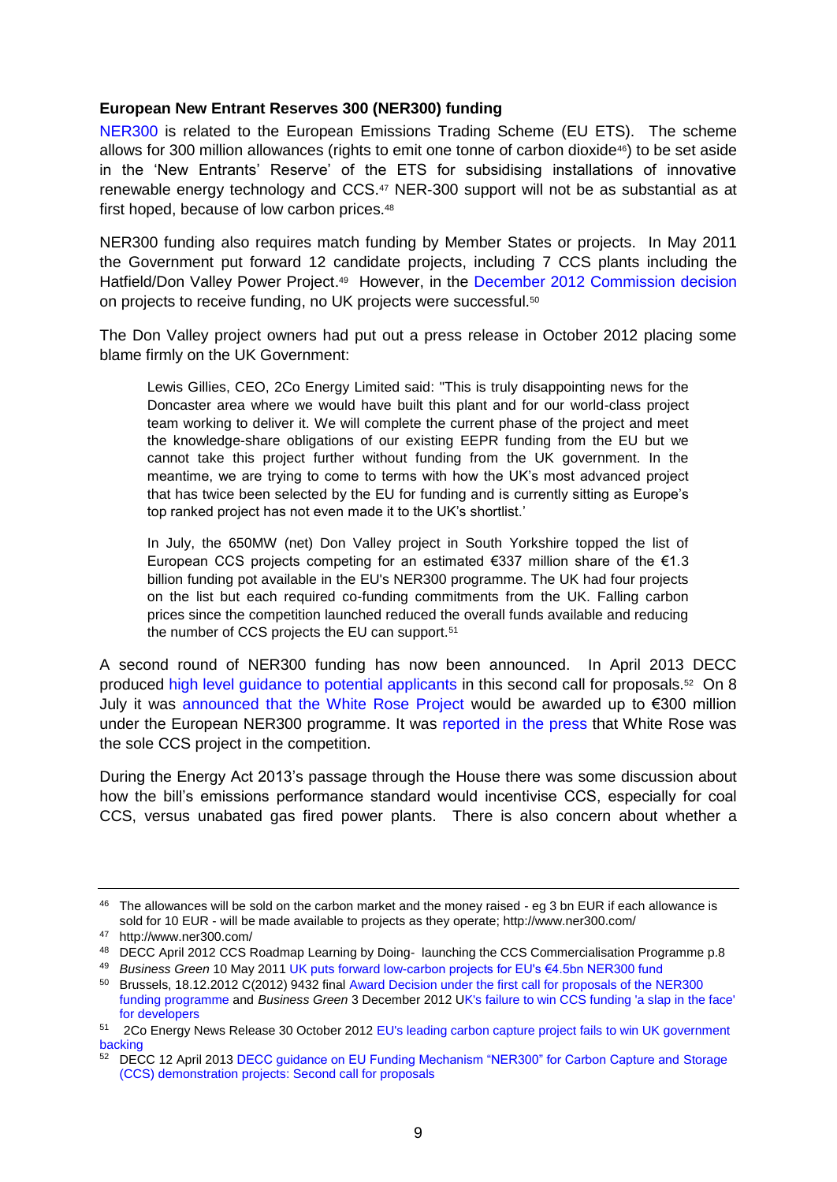**European New Entrant Reserves 300 (NER300) funding**

NER300 is related to the European Emissions Trading Scheme (EU ETS). The scheme allows for 300 million allowances (rights to emit one tonne of carbon dioxide[46]) to be set aside in the 'New Entrants' Reserve' of the ETS for subsidising installations of innovative renewable energy technology and CCS.[47] NER-300 support will not be as substantial as at first hoped, because of low carbon prices.[48]

NER300 funding also requires match funding by Member States or projects. In May 2011 the Government put forward 12 candidate projects, including 7 CCS plants including the Hatfield/Don Valley Power Project.[49] However, in the December 2012 Commission decision on projects to receive funding, no UK projects were successful.[50]

The Don Valley project owners had put out a press release in October 2012 placing some blame firmly on the UK Government:

> Lewis Gillies, CEO, 2Co Energy Limited said: "This is truly disappointing news for the Doncaster area where we would have built this plant and for our world-class project team working to deliver it. We will complete the current phase of the project and meet the knowledge-share obligations of our existing EEPR funding from the EU but we cannot take this project further without funding from the UK government. In the meantime, we are trying to come to terms with how the UK's most advanced project that has twice been selected by the EU for funding and is currently sitting as Europe's top ranked project has not even made it to the UK's shortlist.'
>
> In July, the 650MW (net) Don Valley project in South Yorkshire topped the list of European CCS projects competing for an estimated €337 million share of the €1.3 billion funding pot available in the EU's NER300 programme. The UK had four projects on the list but each required co-funding commitments from the UK. Falling carbon prices since the competition launched reduced the overall funds available and reducing the number of CCS projects the EU can support.[51]

A second round of NER300 funding has now been announced. In April 2013 DECC produced high level guidance to potential applicants in this second call for proposals.[52] On 8 July it was announced that the White Rose Project would be awarded up to €300 million under the European NER300 programme. It was reported in the press that White Rose was the sole CCS project in the competition.

During the Energy Act 2013's passage through the House there was some discussion about how the bill's emissions performance standard would incentivise CCS, especially for coal CCS, versus unabated gas fired power plants. There is also concern about whether a

---

[46] The allowances will be sold on the carbon market and the money raised - eg 3 bn EUR if each allowance is sold for 10 EUR - will be made available to projects as they operate; http://www.ner300.com/

[47] http://www.ner300.com/

[48] DECC April 2012 CCS Roadmap Learning by Doing- launching the CCS Commercialisation Programme p.8

[49] *Business Green* 10 May 2011 UK puts forward low-carbon projects for EU's €4.5bn NER300 fund

[50] Brussels, 18.12.2012 C(2012) 9432 final Award Decision under the first call for proposals of the NER300 funding programme and *Business Green* 3 December 2012 UK's failure to win CCS funding 'a slap in the face' for developers

[51] 2Co Energy News Release 30 October 2012 EU's leading carbon capture project fails to win UK government backing

[52] DECC 12 April 2013 DECC guidance on EU Funding Mechanism "NER300" for Carbon Capture and Storage (CCS) demonstration projects: Second call for proposals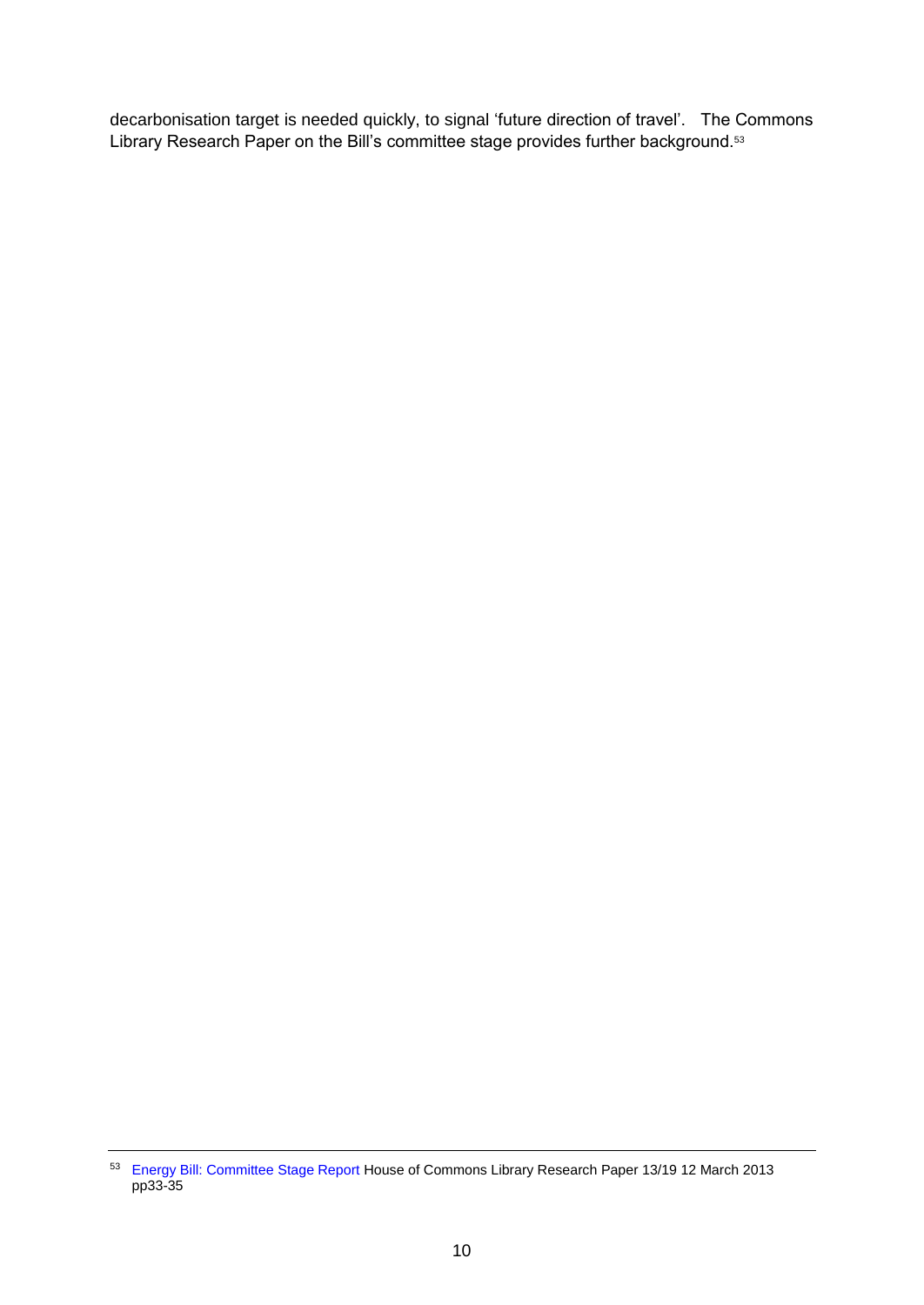decarbonisation target is needed quickly, to signal 'future direction of travel'. The Commons Library Research Paper on the Bill's committee stage provides further background.[53]

[53] Energy Bill: Committee Stage Report House of Commons Library Research Paper 13/19 12 March 2013 pp33-35